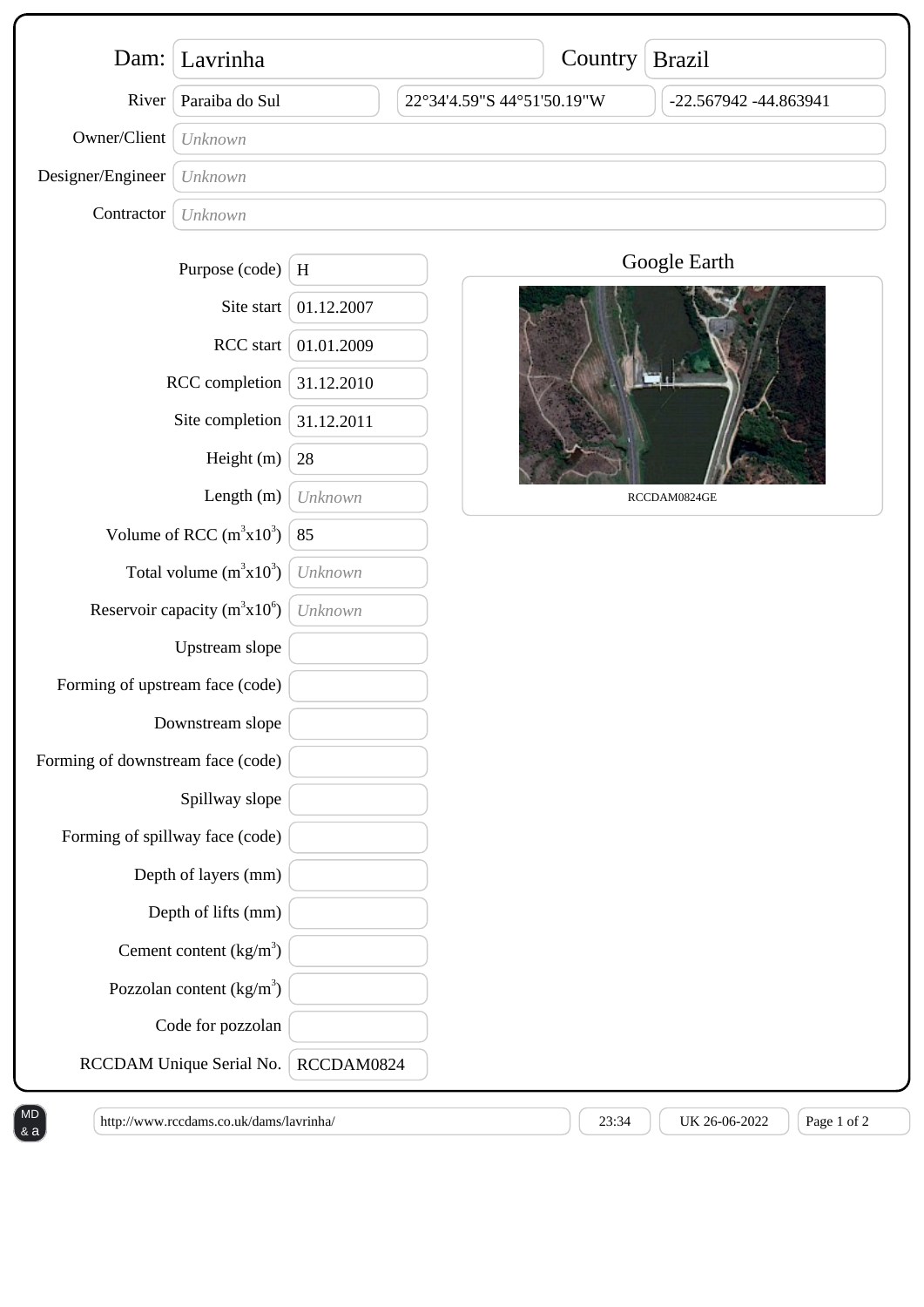| | |
|---|---|
| Dam: | Lavrinha |
| Country | Brazil |
| River | Paraiba do Sul |
| Coordinates | 22°34'4.59"S 44°51'50.19"W |
| Decimal coordinates | -22.567942 -44.863941 |
| Owner/Client | *Unknown* |
| Designer/Engineer | *Unknown* |
| Contractor | *Unknown* |

| Field | Value |
|---|---|
| Purpose (code) | H |
| Site start | 01.12.2007 |
| RCC start | 01.01.2009 |
| RCC completion | 31.12.2010 |
| Site completion | 31.12.2011 |
| Height (m) | 28 |
| Length (m) | *Unknown* |
| Volume of RCC ($m^3x10^3$) | 85 |
| Total volume ($m^3x10^3$) | *Unknown* |
| Reservoir capacity ($m^3x10^6$) | *Unknown* |
| Upstream slope | |
| Forming of upstream face (code) | |
| Downstream slope | |
| Forming of downstream face (code) | |
| Spillway slope | |
| Forming of spillway face (code) | |
| Depth of layers (mm) | |
| Depth of lifts (mm) | |
| Cement content ($kg/m^3$) | |
| Pozzolan content ($kg/m^3$) | |
| Code for pozzolan | |
| RCCDAM Unique Serial No. | RCCDAM0824 |

Google Earth

RCCDAM0824GE

http://www.rccdams.co.uk/dams/lavrinha/ 23:34 UK 26-06-2022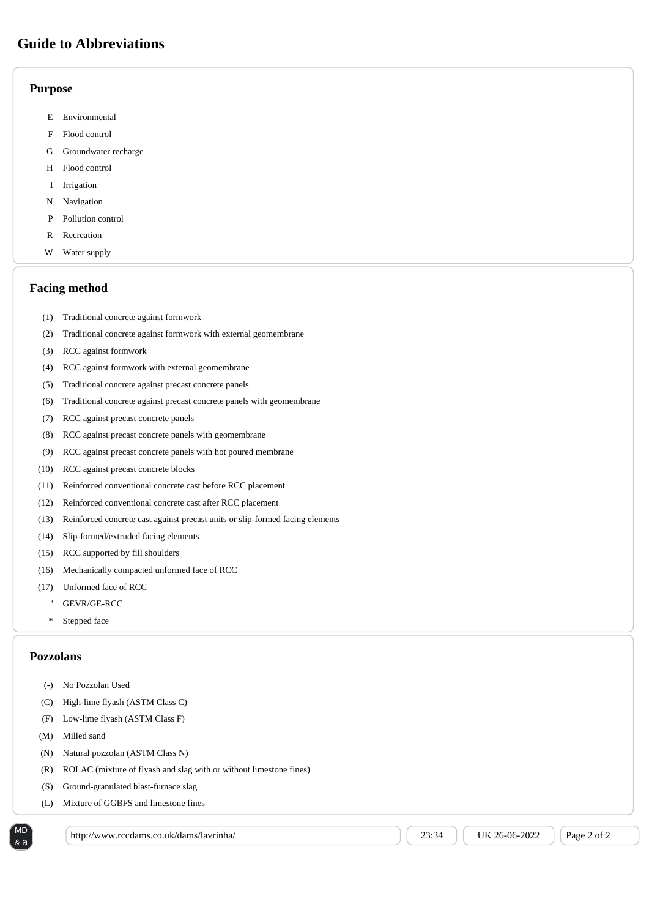## Guide to Abbreviations

### Purpose

- E Environmental
- F Flood control
- G Groundwater recharge
- H Flood control
- I Irrigation
- N Navigation
- P Pollution control
- R Recreation
- W Water supply

### Facing method

- (1) Traditional concrete against formwork
- (2) Traditional concrete against formwork with external geomembrane
- (3) RCC against formwork
- (4) RCC against formwork with external geomembrane
- (5) Traditional concrete against precast concrete panels
- (6) Traditional concrete against precast concrete panels with geomembrane
- (7) RCC against precast concrete panels
- (8) RCC against precast concrete panels with geomembrane
- (9) RCC against precast concrete panels with hot poured membrane
- (10) RCC against precast concrete blocks
- (11) Reinforced conventional concrete cast before RCC placement
- (12) Reinforced conventional concrete cast after RCC placement
- (13) Reinforced concrete cast against precast units or slip-formed facing elements
- (14) Slip-formed/extruded facing elements
- (15) RCC supported by fill shoulders
- (16) Mechanically compacted unformed face of RCC
- (17) Unformed face of RCC
- ' GEVR/GE-RCC
- * Stepped face

### Pozzolans

- (-) No Pozzolan Used
- (C) High-lime flyash (ASTM Class C)
- (F) Low-lime flyash (ASTM Class F)
- (M) Milled sand
- (N) Natural pozzolan (ASTM Class N)
- (R) ROLAC (mixture of flyash and slag with or without limestone fines)
- (S) Ground-granulated blast-furnace slag
- (L) Mixture of GGBFS and limestone fines